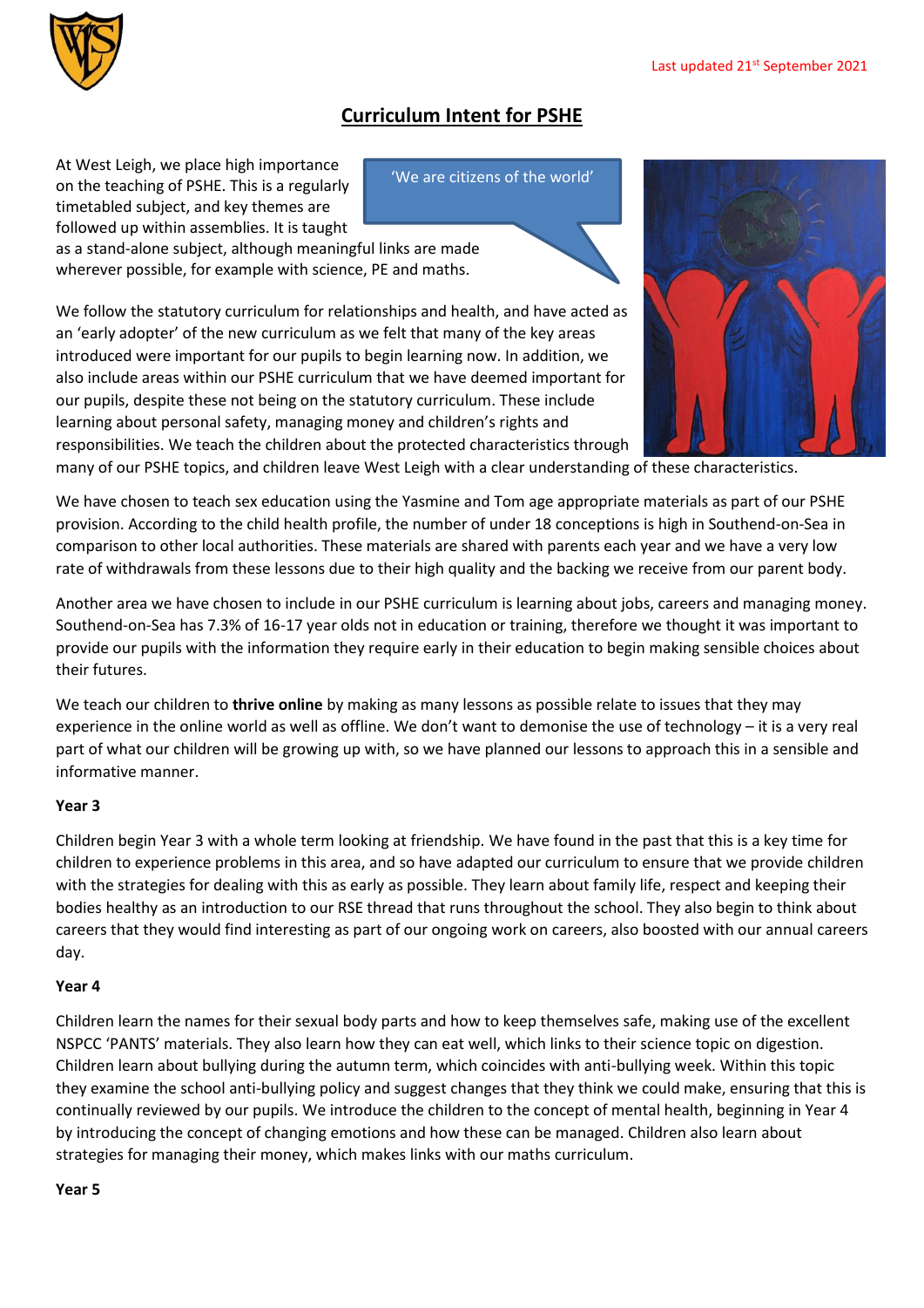Last updated 21st September 2021

# Curriculum Intent for PSHE

'We are citizens of the world'

At West Leigh, we place high importance on the teaching of PSHE. This is a regularly timetabled subject, and key themes are followed up within assemblies. It is taught as a stand-alone subject, although meaningful links are made wherever possible, for example with science, PE and maths.

We follow the statutory curriculum for relationships and health, and have acted as an 'early adopter' of the new curriculum as we felt that many of the key areas introduced were important for our pupils to begin learning now. In addition, we also include areas within our PSHE curriculum that we have deemed important for our pupils, despite these not being on the statutory curriculum. These include learning about personal safety, managing money and children's rights and responsibilities. We teach the children about the protected characteristics through many of our PSHE topics, and children leave West Leigh with a clear understanding of these characteristics.

We have chosen to teach sex education using the Yasmine and Tom age appropriate materials as part of our PSHE provision. According to the child health profile, the number of under 18 conceptions is high in Southend-on-Sea in comparison to other local authorities. These materials are shared with parents each year and we have a very low rate of withdrawals from these lessons due to their high quality and the backing we receive from our parent body.

Another area we have chosen to include in our PSHE curriculum is learning about jobs, careers and managing money. Southend-on-Sea has 7.3% of 16-17 year olds not in education or training, therefore we thought it was important to provide our pupils with the information they require early in their education to begin making sensible choices about their futures.

We teach our children to **thrive online** by making as many lessons as possible relate to issues that they may experience in the online world as well as offline. We don't want to demonise the use of technology – it is a very real part of what our children will be growing up with, so we have planned our lessons to approach this in a sensible and informative manner.

**Year 3**

Children begin Year 3 with a whole term looking at friendship. We have found in the past that this is a key time for children to experience problems in this area, and so have adapted our curriculum to ensure that we provide children with the strategies for dealing with this as early as possible. They learn about family life, respect and keeping their bodies healthy as an introduction to our RSE thread that runs throughout the school. They also begin to think about careers that they would find interesting as part of our ongoing work on careers, also boosted with our annual careers day.

**Year 4**

Children learn the names for their sexual body parts and how to keep themselves safe, making use of the excellent NSPCC 'PANTS' materials. They also learn how they can eat well, which links to their science topic on digestion. Children learn about bullying during the autumn term, which coincides with anti-bullying week. Within this topic they examine the school anti-bullying policy and suggest changes that they think we could make, ensuring that this is continually reviewed by our pupils. We introduce the children to the concept of mental health, beginning in Year 4 by introducing the concept of changing emotions and how these can be managed. Children also learn about strategies for managing their money, which makes links with our maths curriculum.

**Year 5**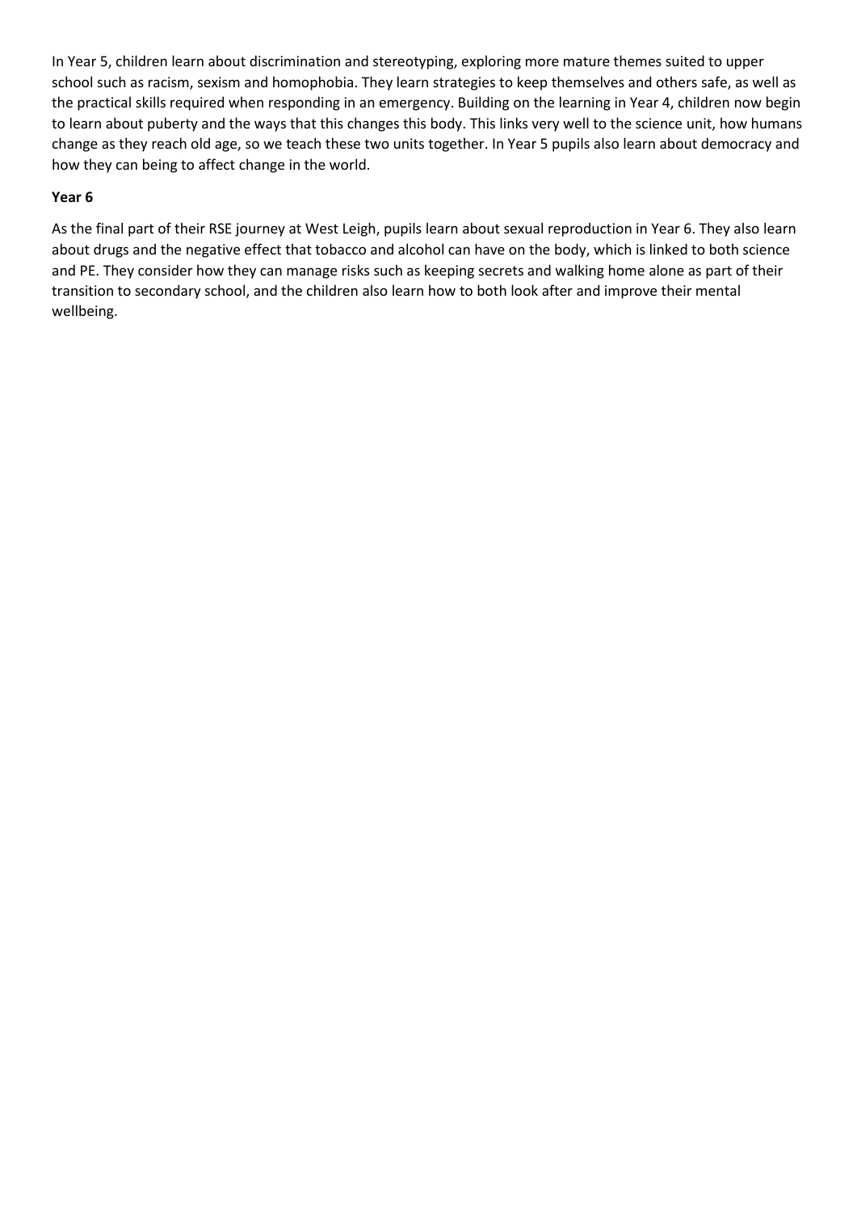In Year 5, children learn about discrimination and stereotyping, exploring more mature themes suited to upper school such as racism, sexism and homophobia. They learn strategies to keep themselves and others safe, as well as the practical skills required when responding in an emergency. Building on the learning in Year 4, children now begin to learn about puberty and the ways that this changes this body. This links very well to the science unit, how humans change as they reach old age, so we teach these two units together. In Year 5 pupils also learn about democracy and how they can being to affect change in the world.

**Year 6**

As the final part of their RSE journey at West Leigh, pupils learn about sexual reproduction in Year 6. They also learn about drugs and the negative effect that tobacco and alcohol can have on the body, which is linked to both science and PE. They consider how they can manage risks such as keeping secrets and walking home alone as part of their transition to secondary school, and the children also learn how to both look after and improve their mental wellbeing.